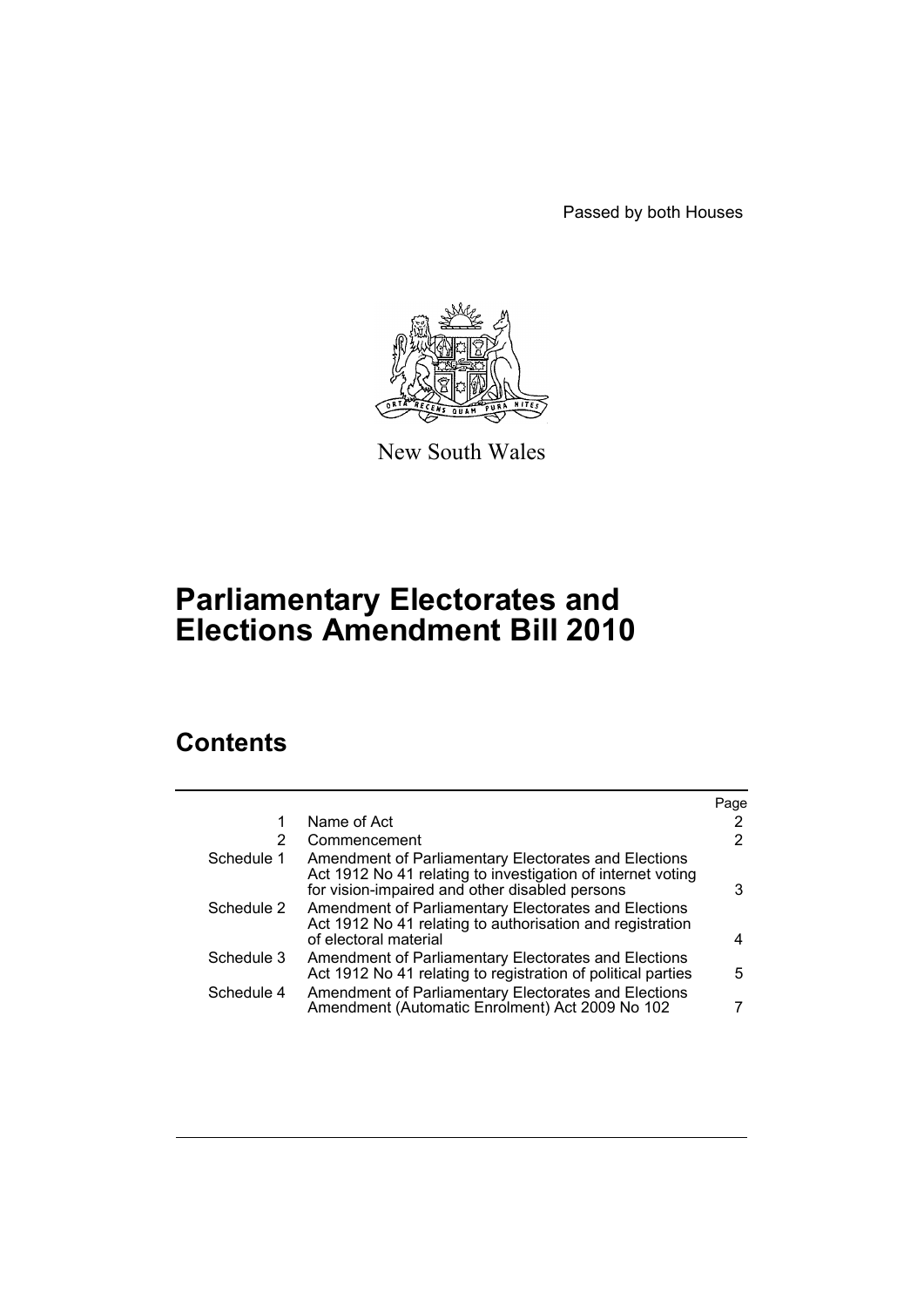Passed by both Houses

New South Wales

# Parliamentary Electorates and Elections Amendment Bill 2010

## Contents

| | | Page |
|---|---|---|
| 1 | Name of Act | 2 |
| 2 | Commencement | 2 |
| Schedule 1 | Amendment of Parliamentary Electorates and Elections Act 1912 No 41 relating to investigation of internet voting for vision-impaired and other disabled persons | 3 |
| Schedule 2 | Amendment of Parliamentary Electorates and Elections Act 1912 No 41 relating to authorisation and registration of electoral material | 4 |
| Schedule 3 | Amendment of Parliamentary Electorates and Elections Act 1912 No 41 relating to registration of political parties | 5 |
| Schedule 4 | Amendment of Parliamentary Electorates and Elections Amendment (Automatic Enrolment) Act 2009 No 102 | 7 |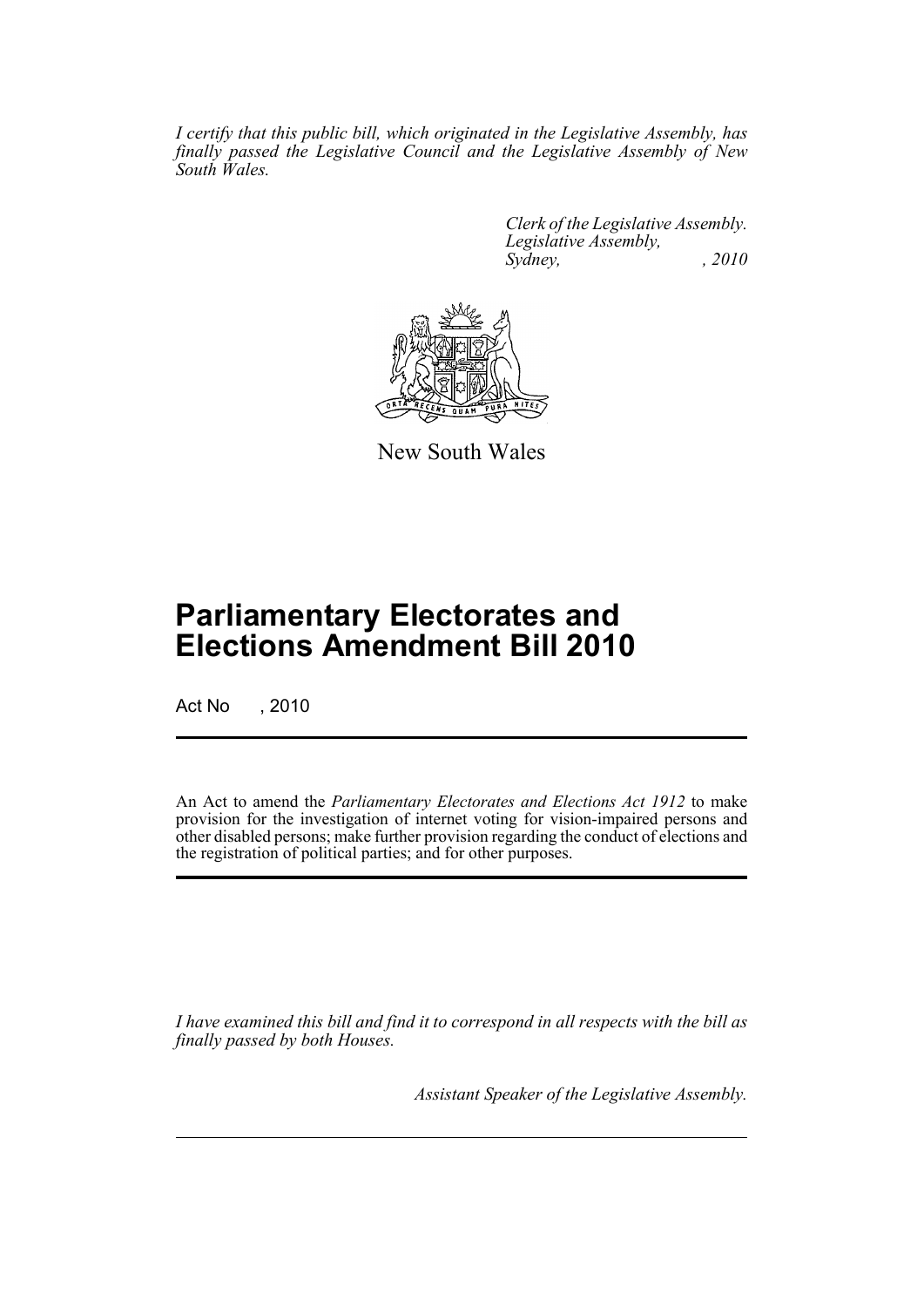*I certify that this public bill, which originated in the Legislative Assembly, has finally passed the Legislative Council and the Legislative Assembly of New South Wales.*

*Clerk of the Legislative Assembly.*
*Legislative Assembly,*
*Sydney, , 2010*

New South Wales

# Parliamentary Electorates and Elections Amendment Bill 2010

Act No , 2010

An Act to amend the *Parliamentary Electorates and Elections Act 1912* to make provision for the investigation of internet voting for vision-impaired persons and other disabled persons; make further provision regarding the conduct of elections and the registration of political parties; and for other purposes.

*I have examined this bill and find it to correspond in all respects with the bill as finally passed by both Houses.*

*Assistant Speaker of the Legislative Assembly.*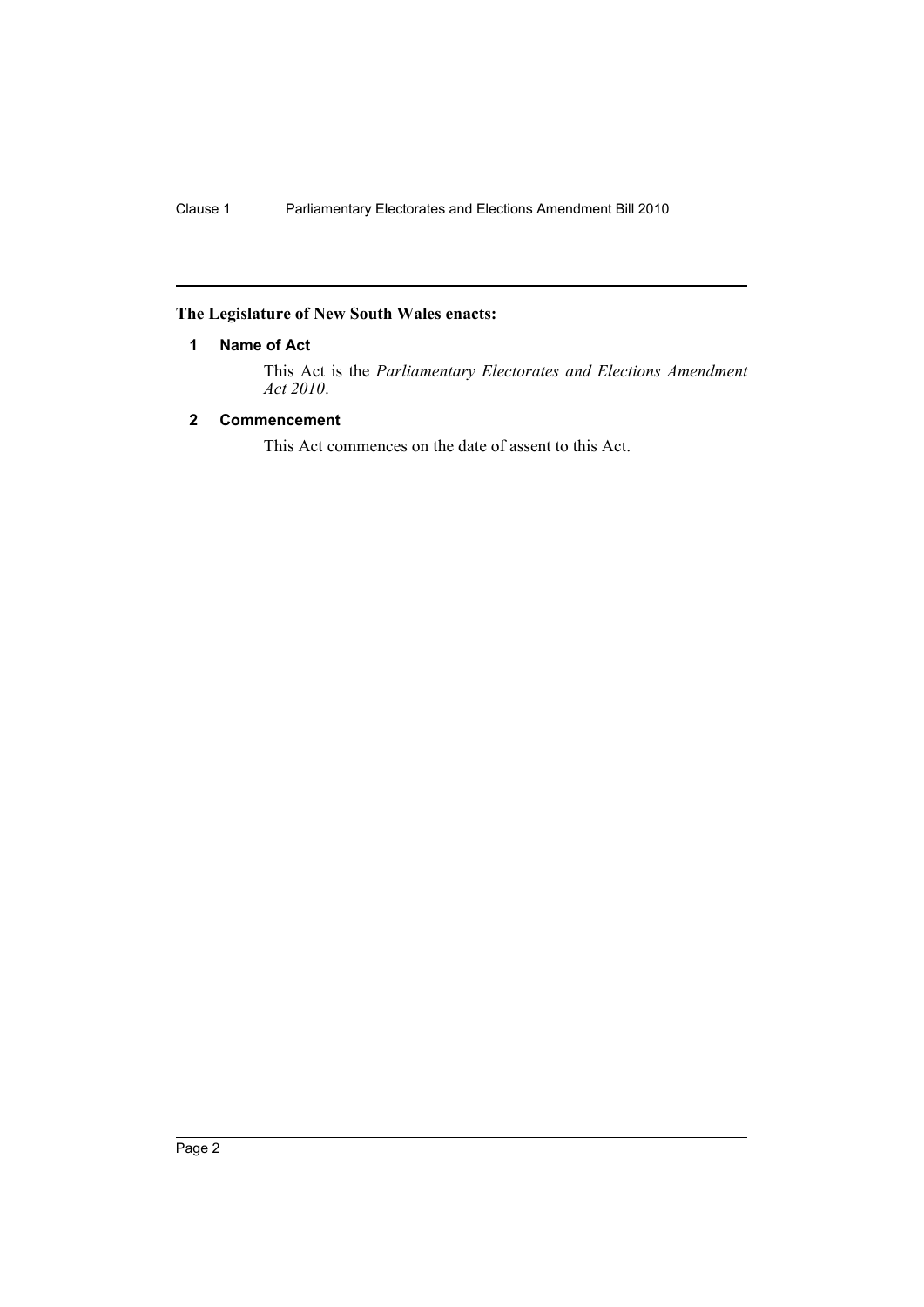**The Legislature of New South Wales enacts:**

## 1 Name of Act

This Act is the *Parliamentary Electorates and Elections Amendment Act 2010*.

## 2 Commencement

This Act commences on the date of assent to this Act.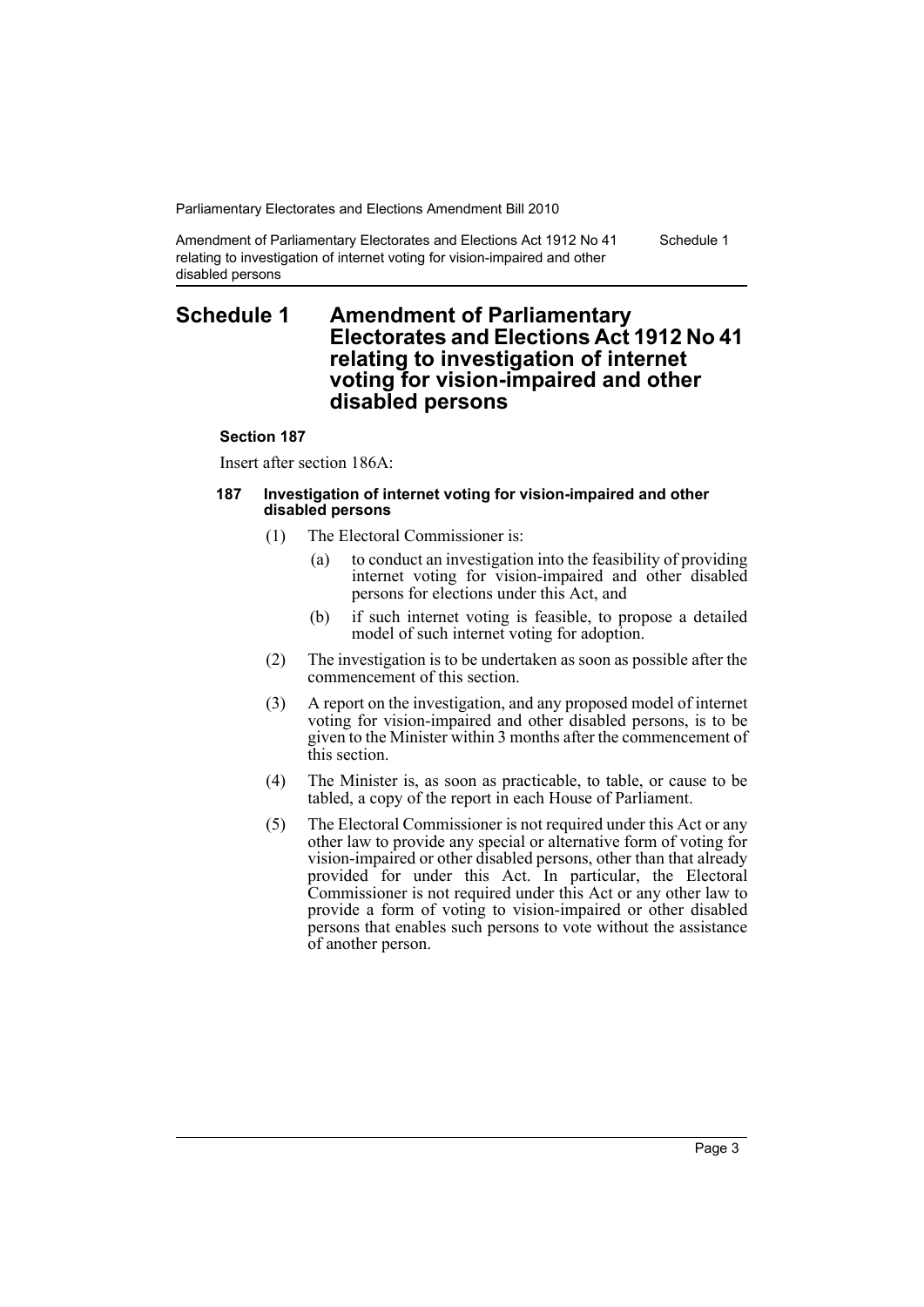# Schedule 1 Amendment of Parliamentary Electorates and Elections Act 1912 No 41 relating to investigation of internet voting for vision-impaired and other disabled persons

**Section 187**

Insert after section 186A:

**187 Investigation of internet voting for vision-impaired and other disabled persons**

(1) The Electoral Commissioner is:

- (a) to conduct an investigation into the feasibility of providing internet voting for vision-impaired and other disabled persons for elections under this Act, and
- (b) if such internet voting is feasible, to propose a detailed model of such internet voting for adoption.

(2) The investigation is to be undertaken as soon as possible after the commencement of this section.

(3) A report on the investigation, and any proposed model of internet voting for vision-impaired and other disabled persons, is to be given to the Minister within 3 months after the commencement of this section.

(4) The Minister is, as soon as practicable, to table, or cause to be tabled, a copy of the report in each House of Parliament.

(5) The Electoral Commissioner is not required under this Act or any other law to provide any special or alternative form of voting for vision-impaired or other disabled persons, other than that already provided for under this Act. In particular, the Electoral Commissioner is not required under this Act or any other law to provide a form of voting to vision-impaired or other disabled persons that enables such persons to vote without the assistance of another person.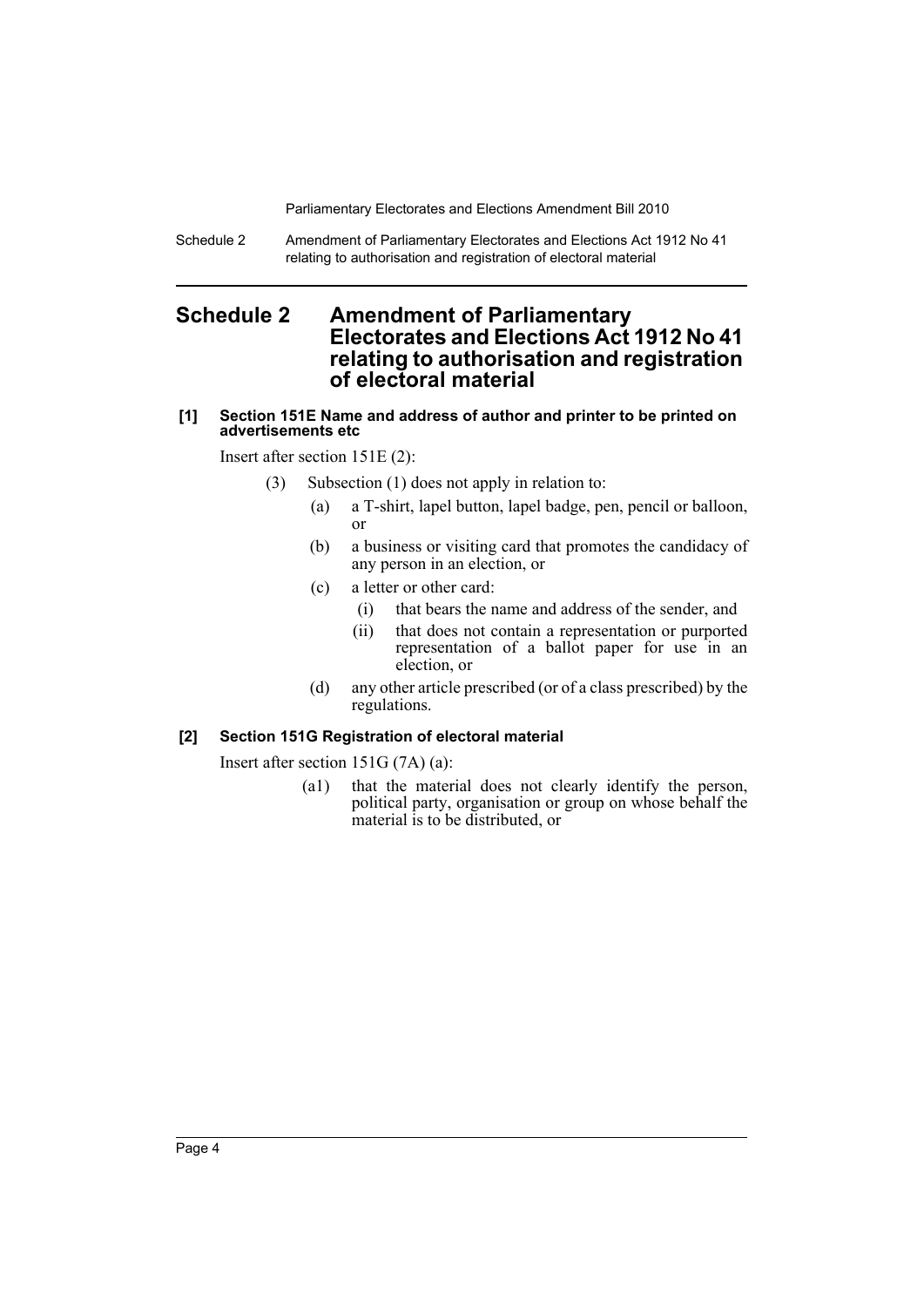# Schedule 2 Amendment of Parliamentary Electorates and Elections Act 1912 No 41 relating to authorisation and registration of electoral material

**[1] Section 151E Name and address of author and printer to be printed on advertisements etc**

Insert after section 151E (2):

> (3) Subsection (1) does not apply in relation to:
>
> (a) a T-shirt, lapel button, lapel badge, pen, pencil or balloon, or
>
> (b) a business or visiting card that promotes the candidacy of any person in an election, or
>
> (c) a letter or other card:
>
> (i) that bears the name and address of the sender, and
>
> (ii) that does not contain a representation or purported representation of a ballot paper for use in an election, or
>
> (d) any other article prescribed (or of a class prescribed) by the regulations.

**[2] Section 151G Registration of electoral material**

Insert after section 151G (7A) (a):

> (a1) that the material does not clearly identify the person, political party, organisation or group on whose behalf the material is to be distributed, or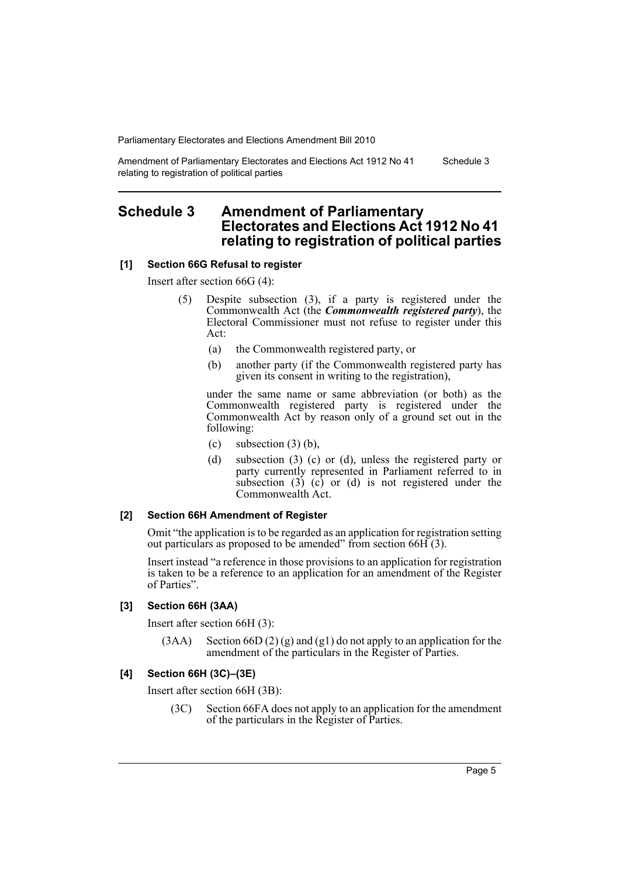# Schedule 3 Amendment of Parliamentary Electorates and Elections Act 1912 No 41 relating to registration of political parties

**[1] Section 66G Refusal to register**

Insert after section 66G (4):

> (5) Despite subsection (3), if a party is registered under the Commonwealth Act (the ***Commonwealth registered party***), the Electoral Commissioner must not refuse to register under this Act:
>
> (a) the Commonwealth registered party, or
>
> (b) another party (if the Commonwealth registered party has given its consent in writing to the registration),
>
> under the same name or same abbreviation (or both) as the Commonwealth registered party is registered under the Commonwealth Act by reason only of a ground set out in the following:
>
> (c) subsection (3) (b),
>
> (d) subsection (3) (c) or (d), unless the registered party or party currently represented in Parliament referred to in subsection (3) (c) or (d) is not registered under the Commonwealth Act.

**[2] Section 66H Amendment of Register**

Omit "the application is to be regarded as an application for registration setting out particulars as proposed to be amended" from section 66H (3).

Insert instead "a reference in those provisions to an application for registration is taken to be a reference to an application for an amendment of the Register of Parties".

**[3] Section 66H (3AA)**

Insert after section 66H (3):

> (3AA) Section 66D (2) (g) and (g1) do not apply to an application for the amendment of the particulars in the Register of Parties.

**[4] Section 66H (3C)–(3E)**

Insert after section 66H (3B):

> (3C) Section 66FA does not apply to an application for the amendment of the particulars in the Register of Parties.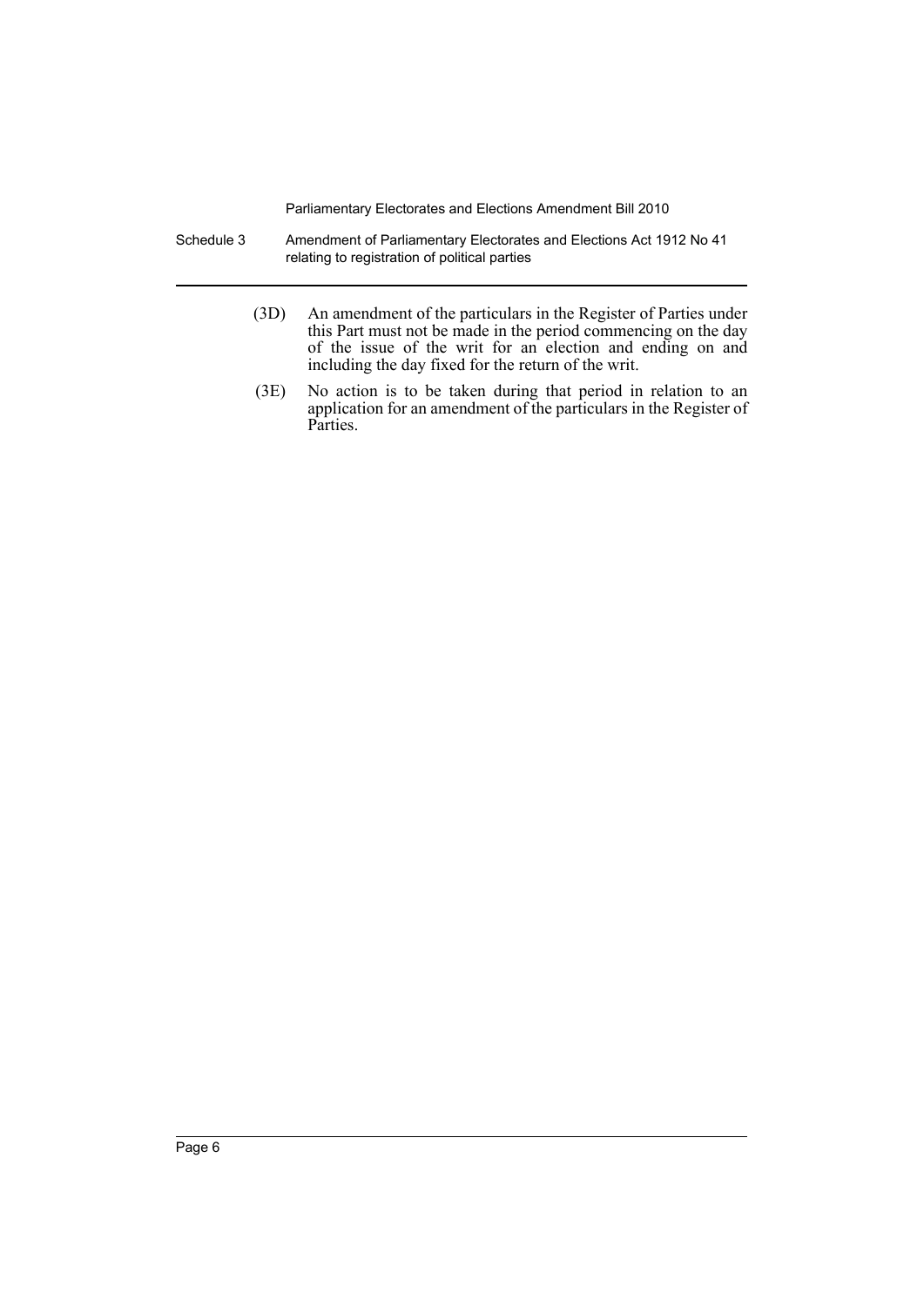(3D) An amendment of the particulars in the Register of Parties under this Part must not be made in the period commencing on the day of the issue of the writ for an election and ending on and including the day fixed for the return of the writ.

(3E) No action is to be taken during that period in relation to an application for an amendment of the particulars in the Register of Parties.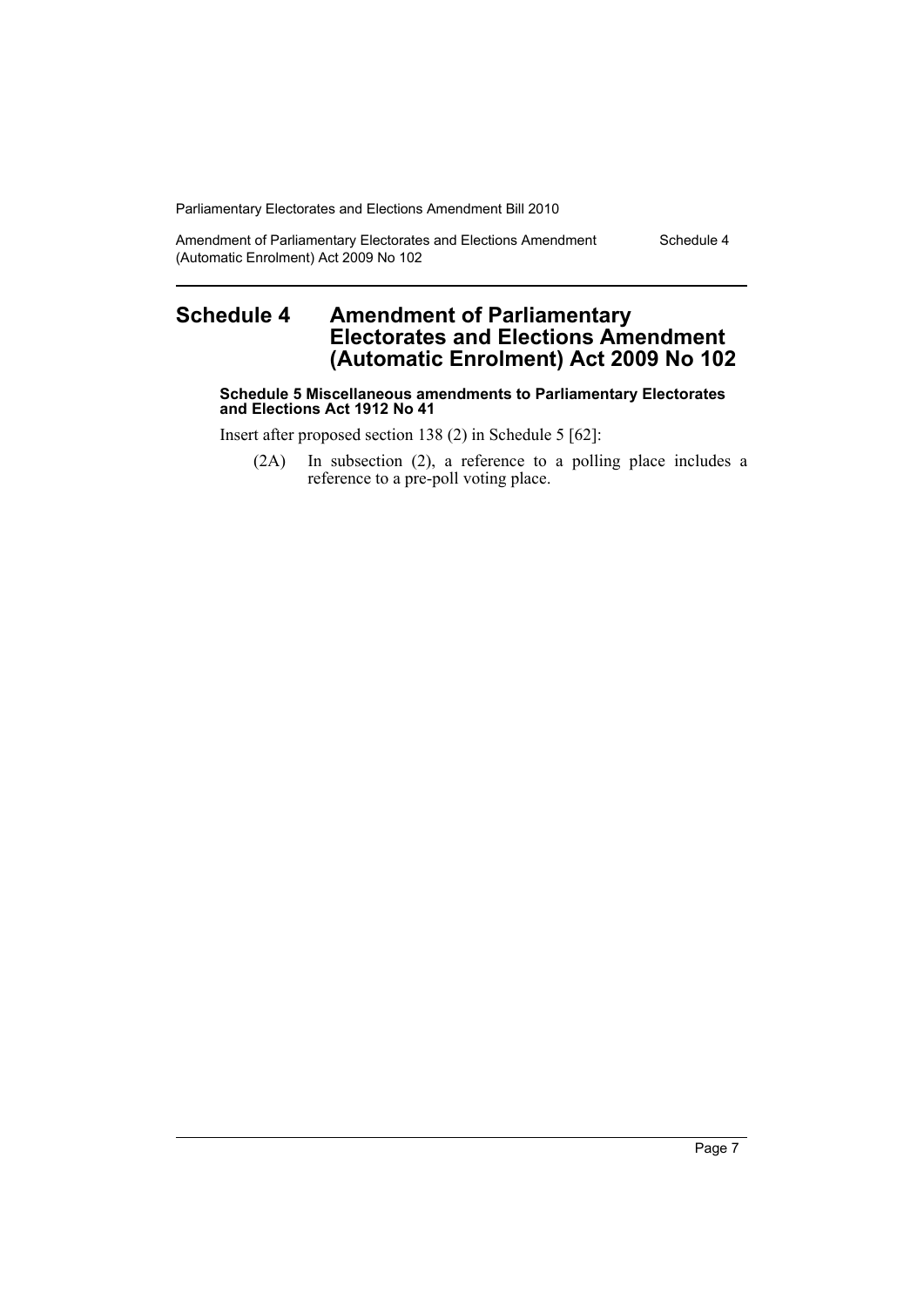# Schedule 4 Amendment of Parliamentary Electorates and Elections Amendment (Automatic Enrolment) Act 2009 No 102

**Schedule 5 Miscellaneous amendments to Parliamentary Electorates and Elections Act 1912 No 41**

Insert after proposed section 138 (2) in Schedule 5 [62]:

(2A) In subsection (2), a reference to a polling place includes a reference to a pre-poll voting place.